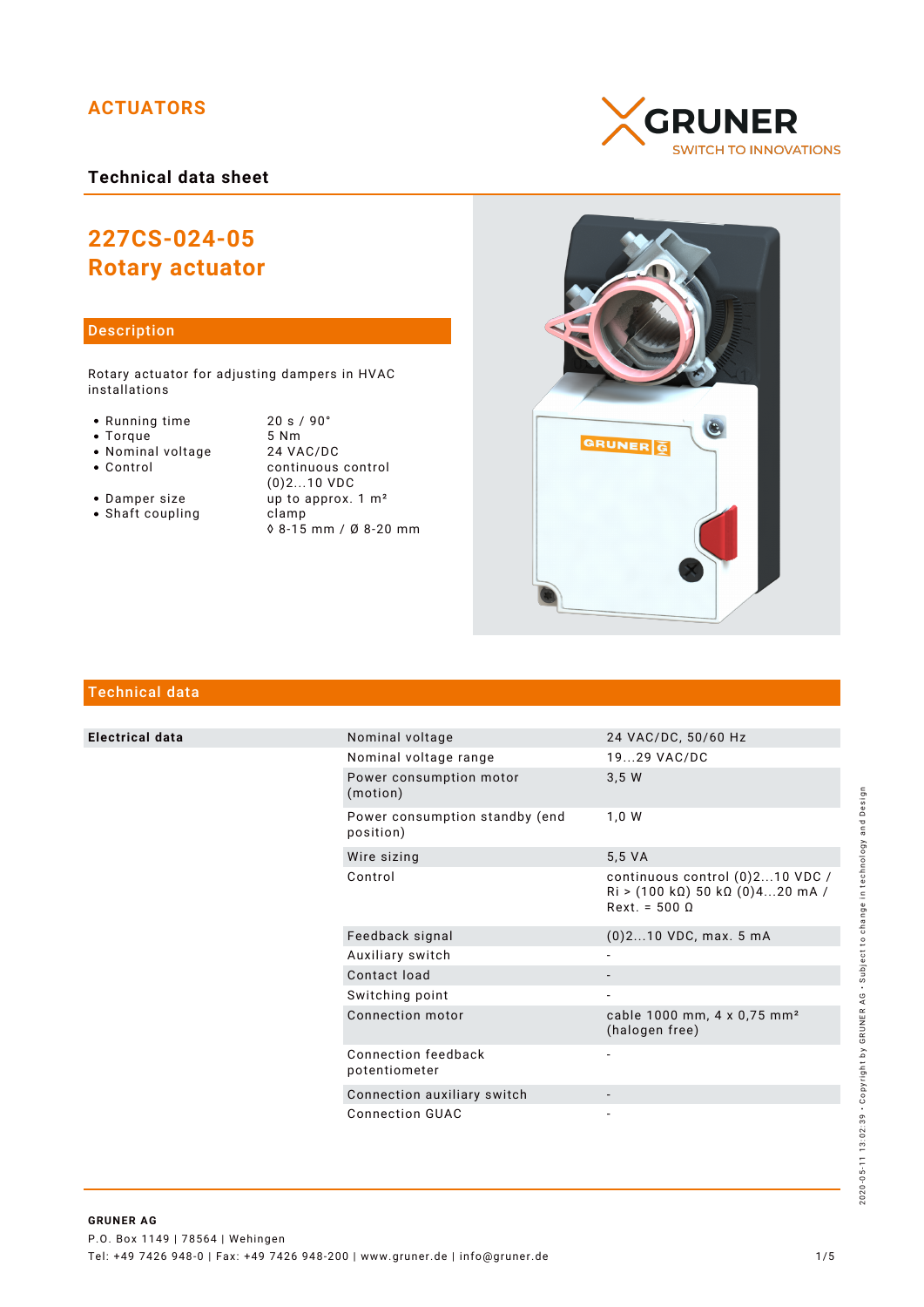ACTUATORS

GRUNER
SWITCH TO INNOVATIONS

## Technical data sheet

# 227CS-024-05
# Rotary actuator

## Description

Rotary actuator for adjusting dampers in HVAC installations

| | |
|---|---|
| • Running time | 20 s / 90° |
| • Torque | 5 Nm |
| • Nominal voltage | 24 VAC/DC |
| • Control | continuous control (0)2...10 VDC |
| • Damper size | up to approx. 1 m² |
| • Shaft coupling | clamp ◊ 8-15 mm / Ø 8-20 mm |

## Technical data

| | | |
|---|---|---|
| **Electrical data** | Nominal voltage | 24 VAC/DC, 50/60 Hz |
| | Nominal voltage range | 19...29 VAC/DC |
| | Power consumption motor (motion) | 3,5 W |
| | Power consumption standby (end position) | 1,0 W |
| | Wire sizing | 5,5 VA |
| | Control | continuous control (0)2...10 VDC / Ri > (100 kΩ) 50 kΩ (0)4...20 mA / Rext. = 500 Ω |
| | Feedback signal | (0)2...10 VDC, max. 5 mA |
| | Auxiliary switch | - |
| | Contact load | - |
| | Switching point | - |
| | Connection motor | cable 1000 mm, 4 x 0,75 mm² (halogen free) |
| | Connection feedback potentiometer | - |
| | Connection auxiliary switch | - |
| | Connection GUAC | - |

2020-05-11 13:02:39 • Copyright by GRUNER AG • Subject to change in technology and Design

**GRUNER AG**
P.O. Box 1149 | 78564 | Wehingen
Tel: +49 7426 948-0 | Fax: +49 7426 948-200 | www.gruner.de | info@gruner.de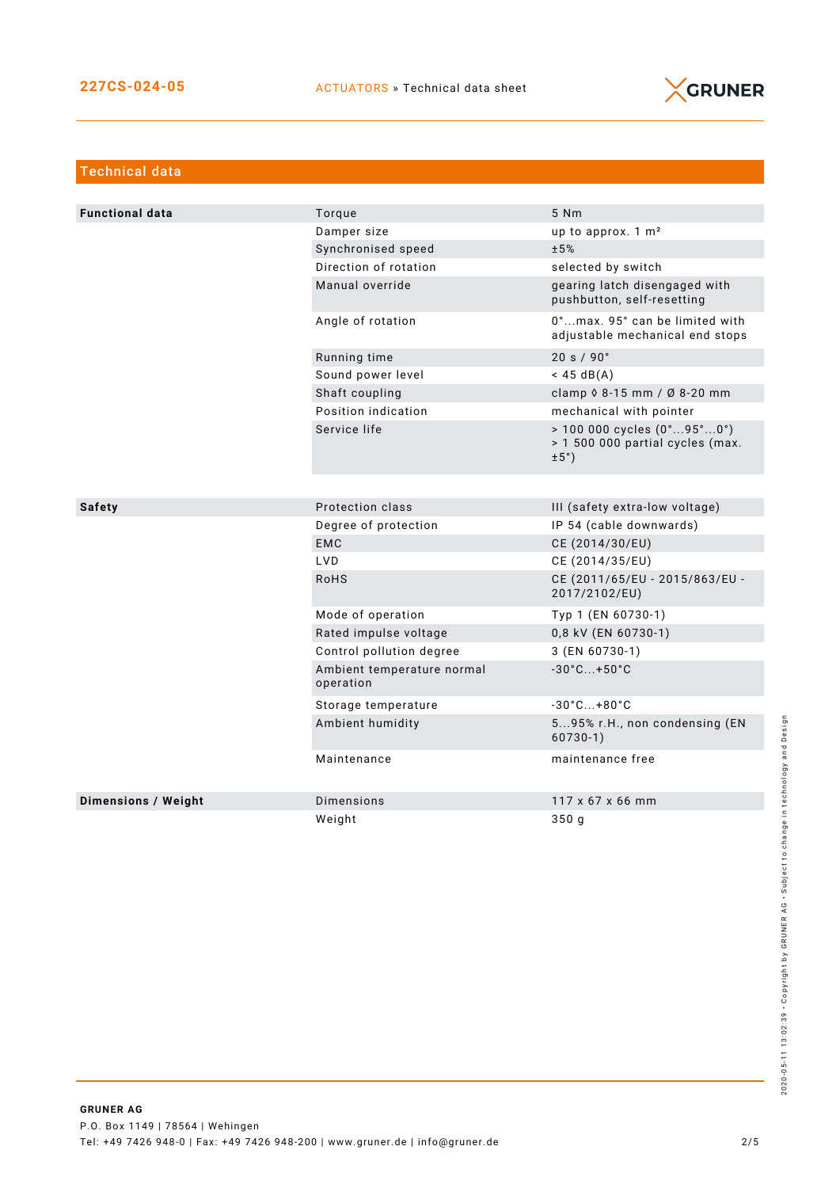## Technical data

| | | |
|---|---|---|
| **Functional data** | Torque | 5 Nm |
| | Damper size | up to approx. 1 m² |
| | Synchronised speed | ±5% |
| | Direction of rotation | selected by switch |
| | Manual override | gearing latch disengaged with pushbutton, self-resetting |
| | Angle of rotation | 0°...max. 95° can be limited with adjustable mechanical end stops |
| | Running time | 20 s / 90° |
| | Sound power level | < 45 dB(A) |
| | Shaft coupling | clamp ◊ 8-15 mm / Ø 8-20 mm |
| | Position indication | mechanical with pointer |
| | Service life | > 100 000 cycles (0°...95°...0°)<br>> 1 500 000 partial cycles (max. ±5°) |
| **Safety** | Protection class | III (safety extra-low voltage) |
| | Degree of protection | IP 54 (cable downwards) |
| | EMC | CE (2014/30/EU) |
| | LVD | CE (2014/35/EU) |
| | RoHS | CE (2011/65/EU - 2015/863/EU - 2017/2102/EU) |
| | Mode of operation | Typ 1 (EN 60730-1) |
| | Rated impulse voltage | 0,8 kV (EN 60730-1) |
| | Control pollution degree | 3 (EN 60730-1) |
| | Ambient temperature normal operation | -30°C...+50°C |
| | Storage temperature | -30°C...+80°C |
| | Ambient humidity | 5...95% r.H., non condensing (EN 60730-1) |
| | Maintenance | maintenance free |
| **Dimensions / Weight** | Dimensions | 117 x 67 x 66 mm |
| | Weight | 350 g |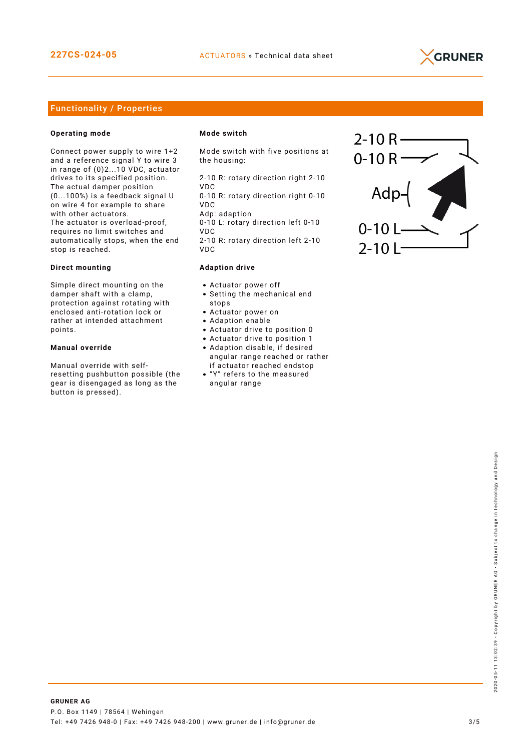## Functionality / Properties

### Operating mode

Connect power supply to wire 1+2 and a reference signal Y to wire 3 in range of (0)2...10 VDC, actuator drives to its specified position. The actual damper position (0...100%) is a feedback signal U on wire 4 for example to share with other actuators.
The actuator is overload-proof, requires no limit switches and automatically stops, when the end stop is reached.

### Direct mounting

Simple direct mounting on the damper shaft with a clamp, protection against rotating with enclosed anti-rotation lock or rather at intended attachment points.

### Manual override

Manual override with self-resetting pushbutton possible (the gear is disengaged as long as the button is pressed).

### Mode switch

Mode switch with five positions at the housing:

2-10 R: rotary direction right 2-10 VDC
0-10 R: rotary direction right 0-10 VDC
Adp: adaption
0-10 L: rotary direction left 0-10 VDC
2-10 R: rotary direction left 2-10 VDC

### Adaption drive

- Actuator power off
- Setting the mechanical end stops
- Actuator power on
- Adaption enable
- Actuator drive to position 0
- Actuator drive to position 1
- Adaption disable, if desired angular range reached or rather if actuator reached endstop
- "Y" refers to the measured angular range

2-10 R
0-10 R
Adp
0-10 L
2-10 L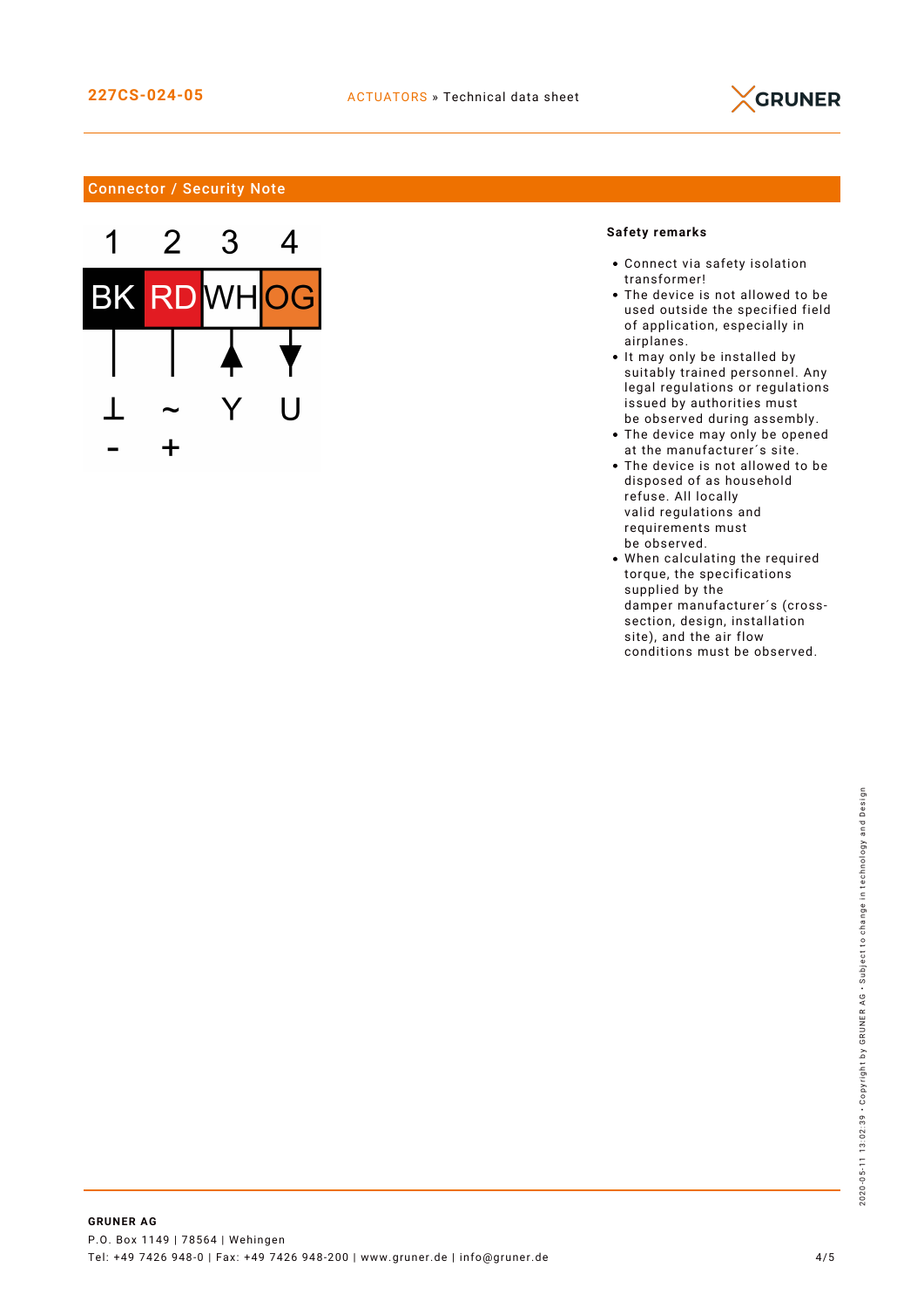## Connector / Security Note

| 1 | 2 | 3 | 4 |
|---|---|---|---|
| BK | RD | WH | OG |
| ⊥ | ~ | Y | U |
| - | + | | |

**Safety remarks**

- Connect via safety isolation transformer!
- The device is not allowed to be used outside the specified field of application, especially in airplanes.
- It may only be installed by suitably trained personnel. Any legal regulations or regulations issued by authorities must be observed during assembly.
- The device may only be opened at the manufacturer´s site.
- The device is not allowed to be disposed of as household refuse. All locally valid regulations and requirements must be observed.
- When calculating the required torque, the specifications supplied by the damper manufacturer´s (cross-section, design, installation site), and the air flow conditions must be observed.

**GRUNER AG**
P.O. Box 1149 | 78564 | Wehingen
Tel: +49 7426 948-0 | Fax: +49 7426 948-200 | www.gruner.de | info@gruner.de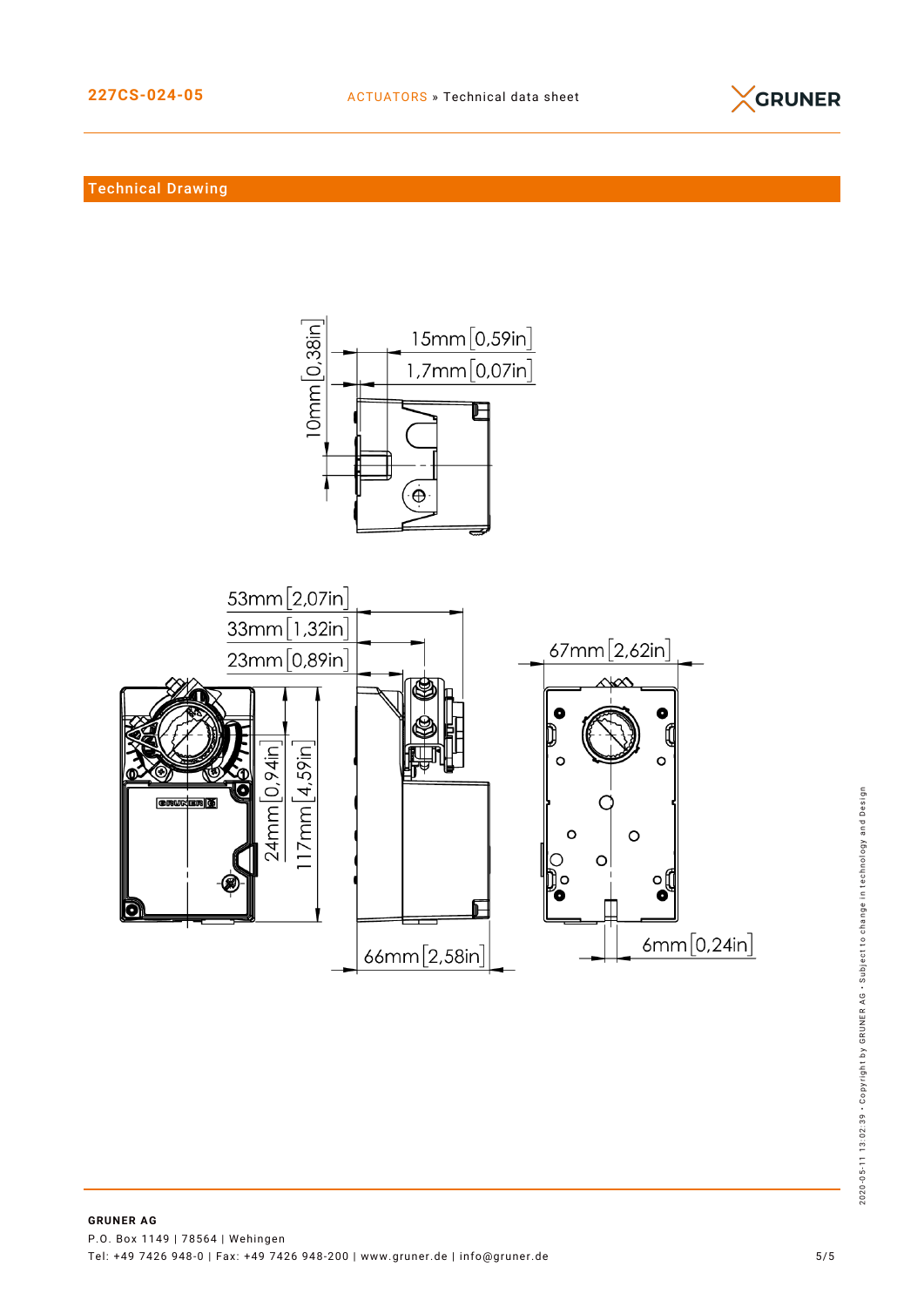## Technical Drawing

15mm [0,59in]
1,7mm [0,07in]
10mm [0,38in]

53mm [2,07in]
33mm [1,32in]
23mm [0,89in]
24mm [0,94in]
117mm [4,59in]
66mm [2,58in]
67mm [2,62in]
6mm [0,24in]

2020-05-11 13:02:39 • Copyright by GRUNER AG • Subject to change in technology and Design

**GRUNER AG**
P.O. Box 1149 | 78564 | Wehingen
Tel: +49 7426 948-0 | Fax: +49 7426 948-200 | www.gruner.de | info@gruner.de